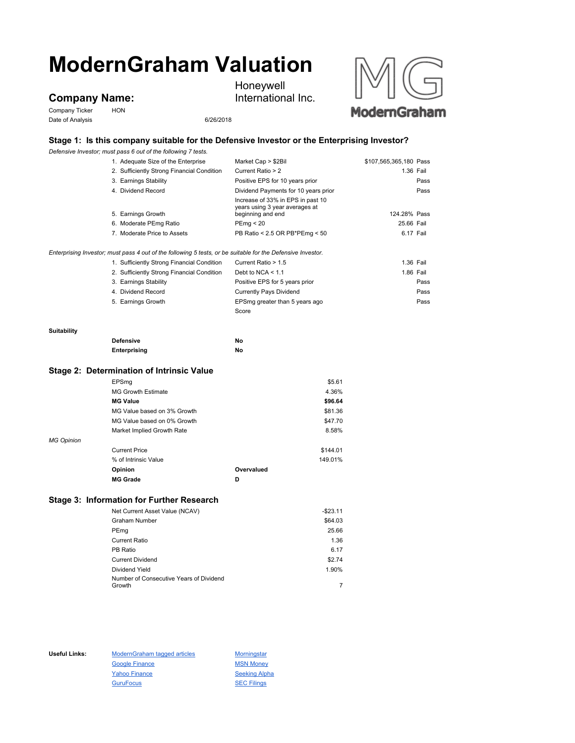# ModernGraham Valuation

## Company Name:

Honeywell International Inc.

Company Ticker HON

Date of Analysis 6/26/2018

### Stage 1: Is this company suitable for the Defensive Investor or the Enterprising Investor?

*Defensive Investor; must pass 6 out of the following 7 tests.*

| Test | Criterion | Value | Result |
|---|---|---|---|
| 1. Adequate Size of the Enterprise | Market Cap > $2Bil | $107,565,365,180 | Pass |
| 2. Sufficiently Strong Financial Condition | Current Ratio > 2 | 1.36 | Fail |
| 3. Earnings Stability | Positive EPS for 10 years prior | | Pass |
| 4. Dividend Record | Dividend Payments for 10 years prior | | Pass |
| 5. Earnings Growth | Increase of 33% in EPS in past 10 years using 3 year averages at beginning and end | 124.28% | Pass |
| 6. Moderate PEmg Ratio | PEmg < 20 | 25.66 | Fail |
| 7. Moderate Price to Assets | PB Ratio < 2.5 OR PB*PEmg < 50 | 6.17 | Fail |

*Enterprising Investor; must pass 4 out of the following 5 tests, or be suitable for the Defensive Investor.*

| Test | Criterion | Value | Result |
|---|---|---|---|
| 1. Sufficiently Strong Financial Condition | Current Ratio > 1.5 | 1.36 | Fail |
| 2. Sufficiently Strong Financial Condition | Debt to NCA < 1.1 | 1.86 | Fail |
| 3. Earnings Stability | Positive EPS for 5 years prior | | Pass |
| 4. Dividend Record | Currently Pays Dividend | | Pass |
| 5. Earnings Growth | EPSmg greater than 5 years ago | | Pass |
| | Score | | |

**Suitability**

| | |
|---|---|
| **Defensive** | **No** |
| **Enterprising** | **No** |

### Stage 2: Determination of Intrinsic Value

| | |
|---|---|
| EPSmg | $5.61 |
| MG Growth Estimate | 4.36% |
| **MG Value** | **$96.64** |
| MG Value based on 3% Growth | $81.36 |
| MG Value based on 0% Growth | $47.70 |
| Market Implied Growth Rate | 8.58% |

*MG Opinion*

| | |
|---|---|
| Current Price | $144.01 |
| % of Intrinsic Value | 149.01% |
| **Opinion** | **Overvalued** |
| **MG Grade** | **D** |

### Stage 3: Information for Further Research

| | |
|---|---|
| Net Current Asset Value (NCAV) | -$23.11 |
| Graham Number | $64.03 |
| PEmg | 25.66 |
| Current Ratio | 1.36 |
| PB Ratio | 6.17 |
| Current Dividend | $2.74 |
| Dividend Yield | 1.90% |
| Number of Consecutive Years of Dividend Growth | 7 |

**Useful Links:**

- ModernGraham tagged articles
- Google Finance
- Yahoo Finance
- GuruFocus
- Morningstar
- MSN Money
- Seeking Alpha
- SEC Filings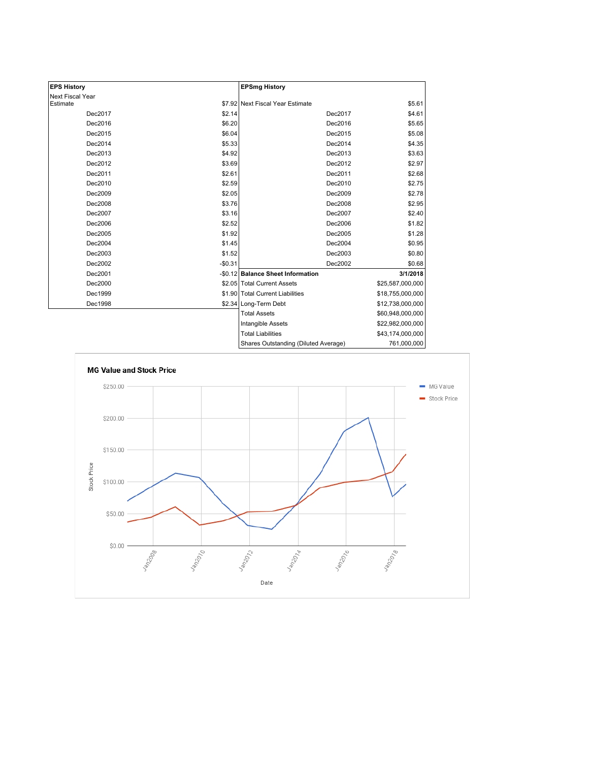| **EPS History** | |
|---|---|
| Next Fiscal Year Estimate | $7.92 |
| Dec2017 | $2.14 |
| Dec2016 | $6.20 |
| Dec2015 | $6.04 |
| Dec2014 | $5.33 |
| Dec2013 | $4.92 |
| Dec2012 | $3.69 |
| Dec2011 | $2.61 |
| Dec2010 | $2.59 |
| Dec2009 | $2.05 |
| Dec2008 | $3.76 |
| Dec2007 | $3.16 |
| Dec2006 | $2.52 |
| Dec2005 | $1.92 |
| Dec2004 | $1.45 |
| Dec2003 | $1.52 |
| Dec2002 | -$0.31 |
| Dec2001 | -$0.12 |
| Dec2000 | $2.05 |
| Dec1999 | $1.90 |
| Dec1998 | $2.34 |

| **EPSmg History** | |
|---|---|
| Next Fiscal Year Estimate | $5.61 |
| Dec2017 | $4.61 |
| Dec2016 | $5.65 |
| Dec2015 | $5.08 |
| Dec2014 | $4.35 |
| Dec2013 | $3.63 |
| Dec2012 | $2.97 |
| Dec2011 | $2.68 |
| Dec2010 | $2.75 |
| Dec2009 | $2.78 |
| Dec2008 | $2.95 |
| Dec2007 | $2.40 |
| Dec2006 | $1.82 |
| Dec2005 | $1.28 |
| Dec2004 | $0.95 |
| Dec2003 | $0.80 |
| Dec2002 | $0.68 |

| **Balance Sheet Information** | **3/1/2018** |
|---|---|
| Total Current Assets | $25,587,000,000 |
| Total Current Liabilities | $18,755,000,000 |
| Long-Term Debt | $12,738,000,000 |
| Total Assets | $60,948,000,000 |
| Intangible Assets | $22,982,000,000 |
| Total Liabilities | $43,174,000,000 |
| Shares Outstanding (Diluted Average) | 761,000,000 |

**MG Value and Stock Price**

Legend: MG Value, Stock Price

Y-axis: Stock Price ($0.00 – $250.00); X-axis: Date (Jan2008 – Jan2018)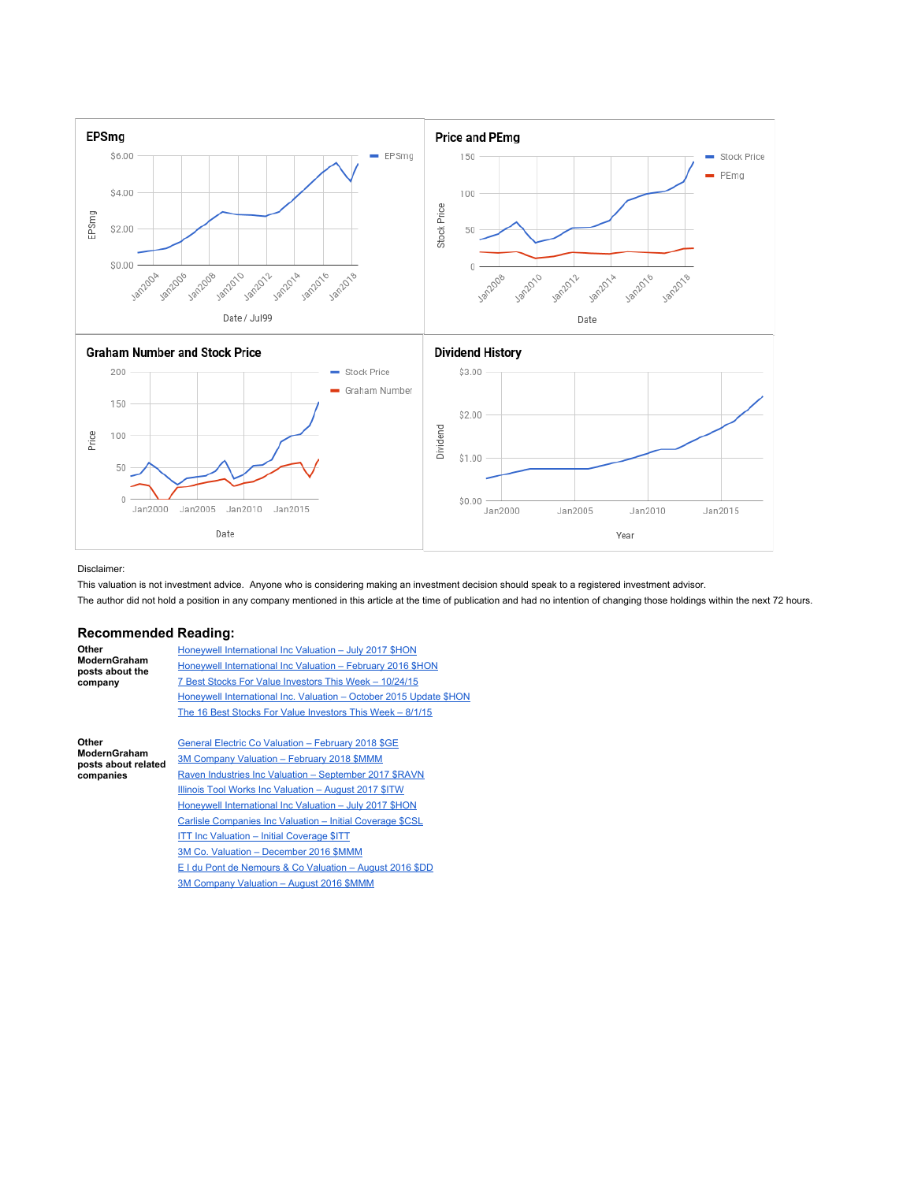EPSmg

$6.00
$4.00
$2.00
$0.00

EPSmg

Jan2004 Jan2006 Jan2008 Jan2010 Jan2012 Jan2014 Jan2016 Jan2018

Date / Jul99

EPSmg

Price and PEmg

150
100
50
0

Stock Price

Jan2008 Jan2010 Jan2012 Jan2014 Jan2016 Jan2018

Date

Stock Price
PEmg

Graham Number and Stock Price

200
150
100
50
0

Price

Jan2000 Jan2005 Jan2010 Jan2015

Date

Stock Price
Graham Number

Dividend History

$3.00
$2.00
$1.00
$0.00

Dividend

Jan2000 Jan2005 Jan2010 Jan2015

Year

Disclaimer:

This valuation is not investment advice. Anyone who is considering making an investment decision should speak to a registered investment advisor.

The author did not hold a position in any company mentioned in this article at the time of publication and had no intention of changing those holdings within the next 72 hours.

## Recommended Reading:

| | |
|---|---|
| **Other ModernGraham posts about the company** | Honeywell International Inc Valuation – July 2017 $HON<br>Honeywell International Inc Valuation – February 2016 $HON<br>7 Best Stocks For Value Investors This Week – 10/24/15<br>Honeywell International Inc. Valuation – October 2015 Update $HON<br>The 16 Best Stocks For Value Investors This Week – 8/1/15 |
| **Other ModernGraham posts about related companies** | General Electric Co Valuation – February 2018 $GE<br>3M Company Valuation – February 2018 $MMM<br>Raven Industries Inc Valuation – September 2017 $RAVN<br>Illinois Tool Works Inc Valuation – August 2017 $ITW<br>Honeywell International Inc Valuation – July 2017 $HON<br>Carlisle Companies Inc Valuation – Initial Coverage $CSL<br>ITT Inc Valuation – Initial Coverage $ITT<br>3M Co. Valuation – December 2016 $MMM<br>E I du Pont de Nemours & Co Valuation – August 2016 $DD<br>3M Company Valuation – August 2016 $MMM |